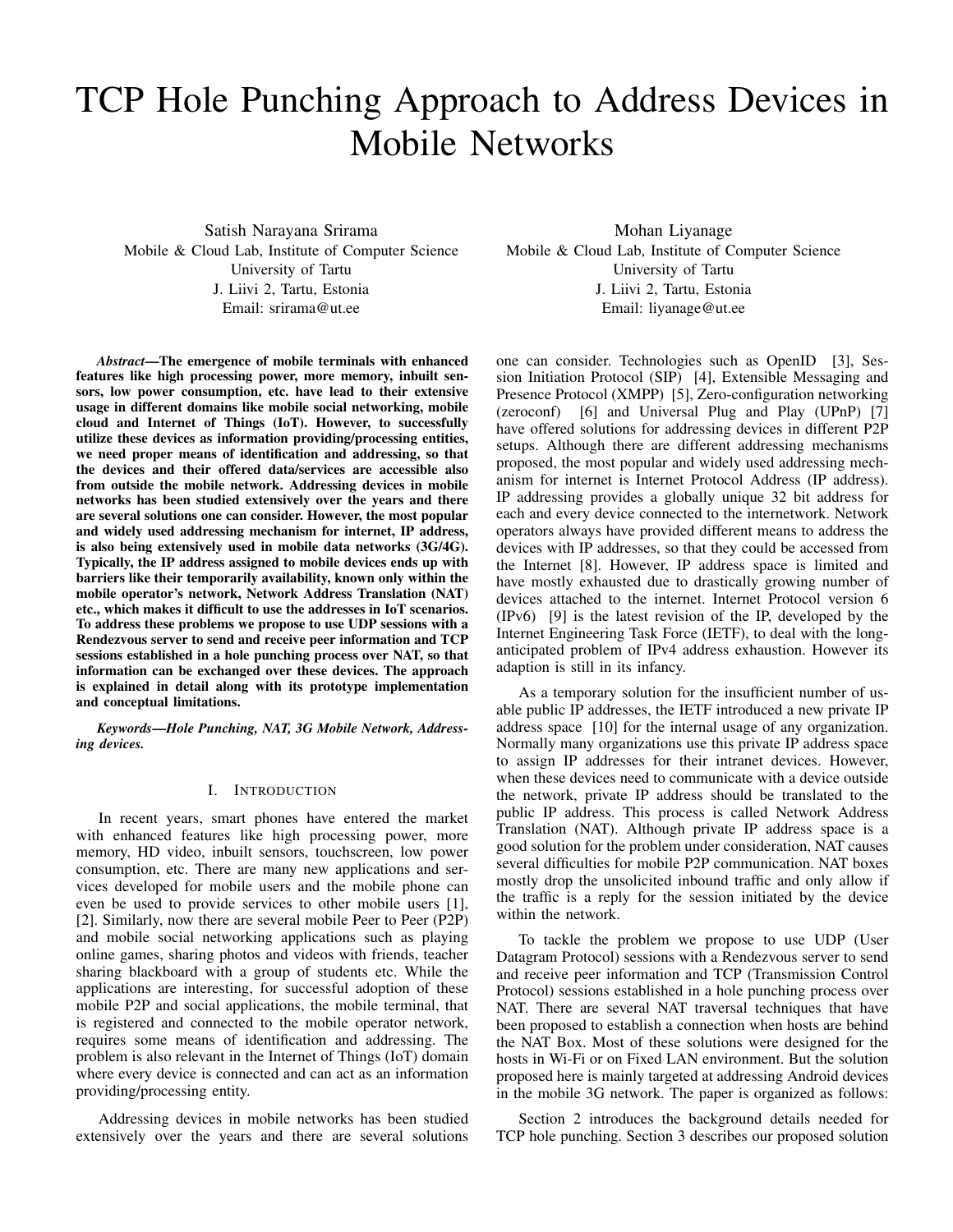# TCP Hole Punching Approach to Address Devices in Mobile Networks

Satish Narayana Srirama
Mobile & Cloud Lab, Institute of Computer Science
University of Tartu
J. Liivi 2, Tartu, Estonia
Email: srirama@ut.ee

Mohan Liyanage
Mobile & Cloud Lab, Institute of Computer Science
University of Tartu
J. Liivi 2, Tartu, Estonia
Email: liyanage@ut.ee

***Abstract*—The emergence of mobile terminals with enhanced features like high processing power, more memory, inbuilt sensors, low power consumption, etc. have lead to their extensive usage in different domains like mobile social networking, mobile cloud and Internet of Things (IoT). However, to successfully utilize these devices as information providing/processing entities, we need proper means of identification and addressing, so that the devices and their offered data/services are accessible also from outside the mobile network. Addressing devices in mobile networks has been studied extensively over the years and there are several solutions one can consider. However, the most popular and widely used addressing mechanism for internet, IP address, is also being extensively used in mobile data networks (3G/4G). Typically, the IP address assigned to mobile devices ends up with barriers like their temporarily availability, known only within the mobile operator's network, Network Address Translation (NAT) etc., which makes it difficult to use the addresses in IoT scenarios. To address these problems we propose to use UDP sessions with a Rendezvous server to send and receive peer information and TCP sessions established in a hole punching process over NAT, so that information can be exchanged over these devices. The approach is explained in detail along with its prototype implementation and conceptual limitations.**

***Keywords*—Hole Punching, NAT, 3G Mobile Network, Addressing devices.**

## I. Introduction

In recent years, smart phones have entered the market with enhanced features like high processing power, more memory, HD video, inbuilt sensors, touchscreen, low power consumption, etc. There are many new applications and services developed for mobile users and the mobile phone can even be used to provide services to other mobile users [1], [2]. Similarly, now there are several mobile Peer to Peer (P2P) and mobile social networking applications such as playing online games, sharing photos and videos with friends, teacher sharing blackboard with a group of students etc. While the applications are interesting, for successful adoption of these mobile P2P and social applications, the mobile terminal, that is registered and connected to the mobile operator network, requires some means of identification and addressing. The problem is also relevant in the Internet of Things (IoT) domain where every device is connected and can act as an information providing/processing entity.

Addressing devices in mobile networks has been studied extensively over the years and there are several solutions one can consider. Technologies such as OpenID [3], Session Initiation Protocol (SIP) [4], Extensible Messaging and Presence Protocol (XMPP) [5], Zero-configuration networking (zeroconf) [6] and Universal Plug and Play (UPnP) [7] have offered solutions for addressing devices in different P2P setups. Although there are different addressing mechanisms proposed, the most popular and widely used addressing mechanism for internet is Internet Protocol Address (IP address). IP addressing provides a globally unique 32 bit address for each and every device connected to the internetwork. Network operators always have provided different means to address the devices with IP addresses, so that they could be accessed from the Internet [8]. However, IP address space is limited and have mostly exhausted due to drastically growing number of devices attached to the internet. Internet Protocol version 6 (IPv6) [9] is the latest revision of the IP, developed by the Internet Engineering Task Force (IETF), to deal with the long-anticipated problem of IPv4 address exhaustion. However its adaption is still in its infancy.

As a temporary solution for the insufficient number of usable public IP addresses, the IETF introduced a new private IP address space [10] for the internal usage of any organization. Normally many organizations use this private IP address space to assign IP addresses for their intranet devices. However, when these devices need to communicate with a device outside the network, private IP address should be translated to the public IP address. This process is called Network Address Translation (NAT). Although private IP address space is a good solution for the problem under consideration, NAT causes several difficulties for mobile P2P communication. NAT boxes mostly drop the unsolicited inbound traffic and only allow if the traffic is a reply for the session initiated by the device within the network.

To tackle the problem we propose to use UDP (User Datagram Protocol) sessions with a Rendezvous server to send and receive peer information and TCP (Transmission Control Protocol) sessions established in a hole punching process over NAT. There are several NAT traversal techniques that have been proposed to establish a connection when hosts are behind the NAT Box. Most of these solutions were designed for the hosts in Wi-Fi or on Fixed LAN environment. But the solution proposed here is mainly targeted at addressing Android devices in the mobile 3G network. The paper is organized as follows:

Section 2 introduces the background details needed for TCP hole punching. Section 3 describes our proposed solution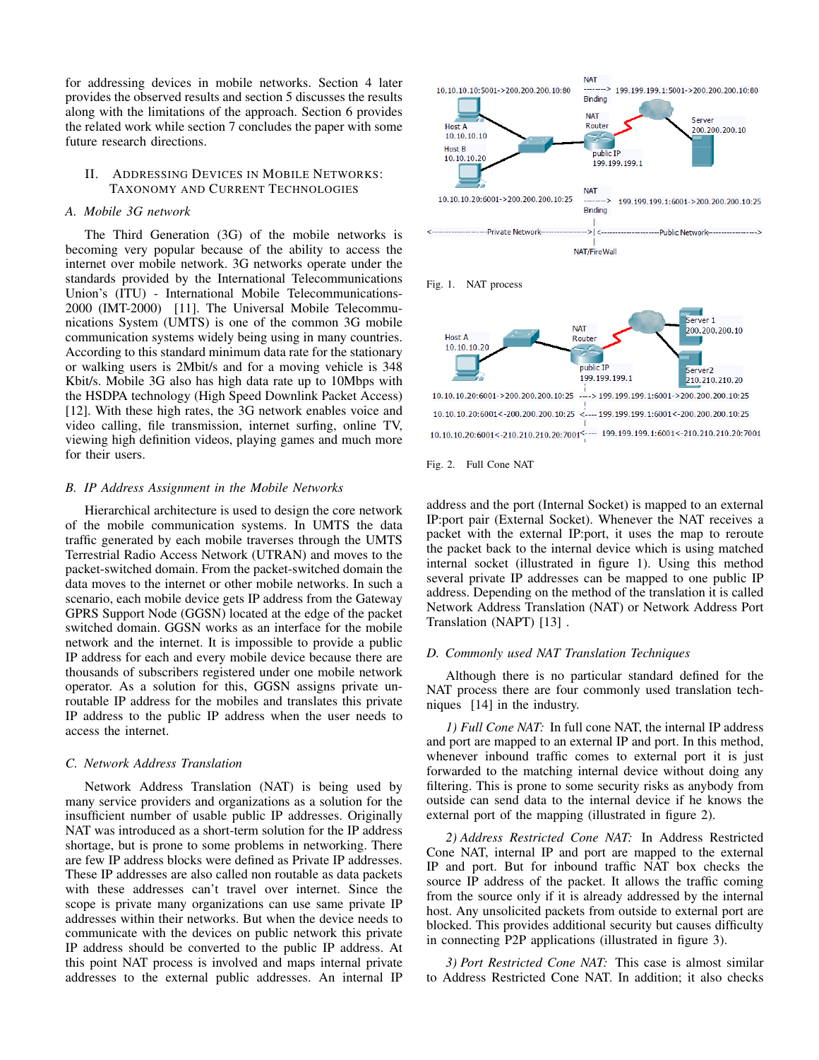for addressing devices in mobile networks. Section 4 later provides the observed results and section 5 discusses the results along with the limitations of the approach. Section 6 provides the related work while section 7 concludes the paper with some future research directions.

## II. Addressing Devices in Mobile Networks: Taxonomy and Current Technologies

### A. Mobile 3G network

The Third Generation (3G) of the mobile networks is becoming very popular because of the ability to access the internet over mobile network. 3G networks operate under the standards provided by the International Telecommunications Union's (ITU) - International Mobile Telecommunications-2000 (IMT-2000) [11]. The Universal Mobile Telecommunications System (UMTS) is one of the common 3G mobile communication systems widely being using in many countries. According to this standard minimum data rate for the stationary or walking users is 2Mbit/s and for a moving vehicle is 348 Kbit/s. Mobile 3G also has high data rate up to 10Mbps with the HSDPA technology (High Speed Downlink Packet Access) [12]. With these high rates, the 3G network enables voice and video calling, file transmission, internet surfing, online TV, viewing high definition videos, playing games and much more for their users.

### B. IP Address Assignment in the Mobile Networks

Hierarchical architecture is used to design the core network of the mobile communication systems. In UMTS the data traffic generated by each mobile traverses through the UMTS Terrestrial Radio Access Network (UTRAN) and moves to the packet-switched domain. From the packet-switched domain the data moves to the internet or other mobile networks. In such a scenario, each mobile device gets IP address from the Gateway GPRS Support Node (GGSN) located at the edge of the packet switched domain. GGSN works as an interface for the mobile network and the internet. It is impossible to provide a public IP address for each and every mobile device because there are thousands of subscribers registered under one mobile network operator. As a solution for this, GGSN assigns private unroutable IP address for the mobiles and translates this private IP address to the public IP address when the user needs to access the internet.

### C. Network Address Translation

Network Address Translation (NAT) is being used by many service providers and organizations as a solution for the insufficient number of usable public IP addresses. Originally NAT was introduced as a short-term solution for the IP address shortage, but is prone to some problems in networking. There are few IP address blocks were defined as Private IP addresses. These IP addresses are also called non routable as data packets with these addresses can't travel over internet. Since the scope is private many organizations can use same private IP addresses within their networks. But when the device needs to communicate with the devices on public network this private IP address should be converted to the public IP address. At this point NAT process is involved and maps internal private addresses to the external public addresses. An internal IP address and the port (Internal Socket) is mapped to an external IP:port pair (External Socket). Whenever the NAT receives a packet with the external IP:port, it uses the map to reroute the packet back to the internal device which is using matched internal socket (illustrated in figure 1). Using this method several private IP addresses can be mapped to one public IP address. Depending on the method of the translation it is called Network Address Translation (NAT) or Network Address Port Translation (NAPT) [13] .

Fig. 1. NAT process

Fig. 2. Full Cone NAT

### D. Commonly used NAT Translation Techniques

Although there is no particular standard defined for the NAT process there are four commonly used translation techniques [14] in the industry.

*1) Full Cone NAT:* In full cone NAT, the internal IP address and port are mapped to an external IP and port. In this method, whenever inbound traffic comes to external port it is just forwarded to the matching internal device without doing any filtering. This is prone to some security risks as anybody from outside can send data to the internal device if he knows the external port of the mapping (illustrated in figure 2).

*2) Address Restricted Cone NAT:* In Address Restricted Cone NAT, internal IP and port are mapped to the external IP and port. But for inbound traffic NAT box checks the source IP address of the packet. It allows the traffic coming from the source only if it is already addressed by the internal host. Any unsolicited packets from outside to external port are blocked. This provides additional security but causes difficulty in connecting P2P applications (illustrated in figure 3).

*3) Port Restricted Cone NAT:* This case is almost similar to Address Restricted Cone NAT. In addition; it also checks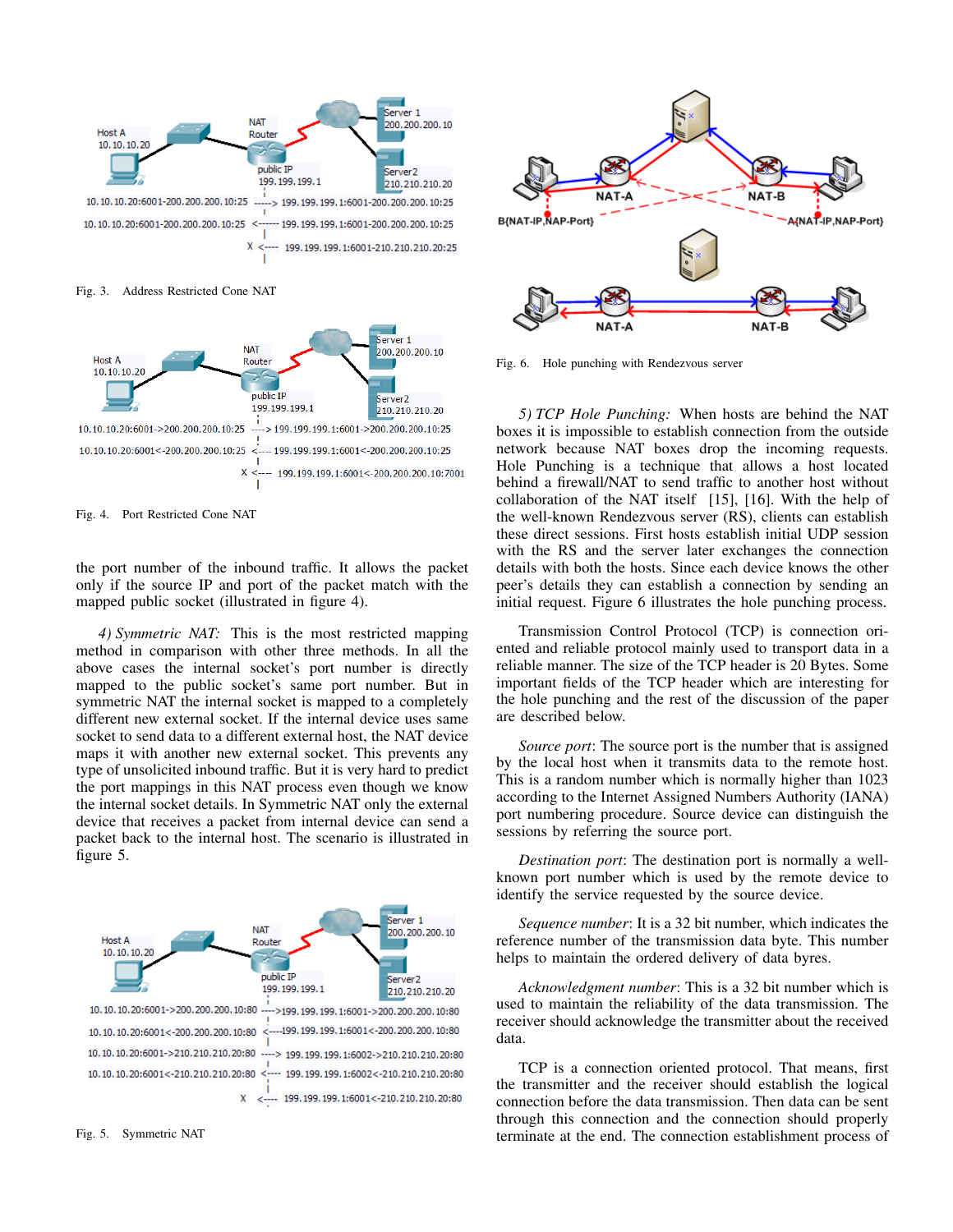Fig. 3. Address Restricted Cone NAT

Fig. 4. Port Restricted Cone NAT

the port number of the inbound traffic. It allows the packet only if the source IP and port of the packet match with the mapped public socket (illustrated in figure 4).

*4) Symmetric NAT:* This is the most restricted mapping method in comparison with other three methods. In all the above cases the internal socket's port number is directly mapped to the public socket's same port number. But in symmetric NAT the internal socket is mapped to a completely different new external socket. If the internal device uses same socket to send data to a different external host, the NAT device maps it with another new external socket. This prevents any type of unsolicited inbound traffic. But it is very hard to predict the port mappings in this NAT process even though we know the internal socket details. In Symmetric NAT only the external device that receives a packet from internal device can send a packet back to the internal host. The scenario is illustrated in figure 5.

Fig. 5. Symmetric NAT

Fig. 6. Hole punching with Rendezvous server

*5) TCP Hole Punching:* When hosts are behind the NAT boxes it is impossible to establish connection from the outside network because NAT boxes drop the incoming requests. Hole Punching is a technique that allows a host located behind a firewall/NAT to send traffic to another host without collaboration of the NAT itself [15], [16]. With the help of the well-known Rendezvous server (RS), clients can establish these direct sessions. First hosts establish initial UDP session with the RS and the server later exchanges the connection details with both the hosts. Since each device knows the other peer's details they can establish a connection by sending an initial request. Figure 6 illustrates the hole punching process.

Transmission Control Protocol (TCP) is connection oriented and reliable protocol mainly used to transport data in a reliable manner. The size of the TCP header is 20 Bytes. Some important fields of the TCP header which are interesting for the hole punching and the rest of the discussion of the paper are described below.

*Source port*: The source port is the number that is assigned by the local host when it transmits data to the remote host. This is a random number which is normally higher than 1023 according to the Internet Assigned Numbers Authority (IANA) port numbering procedure. Source device can distinguish the sessions by referring the source port.

*Destination port*: The destination port is normally a well-known port number which is used by the remote device to identify the service requested by the source device.

*Sequence number*: It is a 32 bit number, which indicates the reference number of the transmission data byte. This number helps to maintain the ordered delivery of data byres.

*Acknowledgment number*: This is a 32 bit number which is used to maintain the reliability of the data transmission. The receiver should acknowledge the transmitter about the received data.

TCP is a connection oriented protocol. That means, first the transmitter and the receiver should establish the logical connection before the data transmission. Then data can be sent through this connection and the connection should properly terminate at the end. The connection establishment process of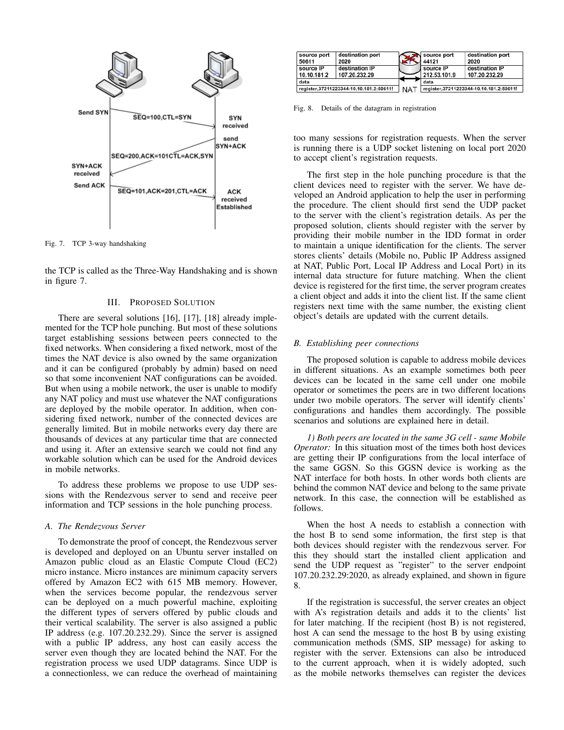Fig. 7. TCP 3-way handshaking

the TCP is called as the Three-Way Handshaking and is shown in figure 7.

## III. Proposed Solution

There are several solutions [16], [17], [18] already implemented for the TCP hole punching. But most of these solutions target establishing sessions between peers connected to the fixed networks. When considering a fixed network, most of the times the NAT device is also owned by the same organization and it can be configured (probably by admin) based on need so that some inconvenient NAT configurations can be avoided. But when using a mobile network, the user is unable to modify any NAT policy and must use whatever the NAT configurations are deployed by the mobile operator. In addition, when considering fixed network, number of the connected devices are generally limited. But in mobile networks every day there are thousands of devices at any particular time that are connected and using it. After an extensive search we could not find any workable solution which can be used for the Android devices in mobile networks.

To address these problems we propose to use UDP sessions with the Rendezvous server to send and receive peer information and TCP sessions in the hole punching process.

### *A. The Rendezvous Server*

To demonstrate the proof of concept, the Rendezvous server is developed and deployed on an Ubuntu server installed on Amazon public cloud as an Elastic Compute Cloud (EC2) micro instance. Micro instances are minimum capacity servers offered by Amazon EC2 with 615 MB memory. However, when the services become popular, the rendezvous server can be deployed on a much powerful machine, exploiting the different types of servers offered by public clouds and their vertical scalability. The server is also assigned a public IP address (e.g. 107.20.232.29). Since the server is assigned with a public IP address, any host can easily access the server even though they are located behind the NAT. For the registration process we used UDP datagrams. Since UDP is a connectionless, we can reduce the overhead of maintaining too many sessions for registration requests. When the server is running there is a UDP socket listening on local port 2020 to accept client's registration requests.

| source port 50611 | destination port 2020 | | source port 44121 | destination port 2020 |
|---|---|---|---|---|
| source IP 10.10.181.2 | destination IP 107.20.232.29 | NAT | source IP 212.53.101.9 | destination IP 107.20.232.29 |
| data | | | data | |
| register,37211223344-10.10.181.2:50611! | | | register,37211223344-10.10.181.2:50611! | |

Fig. 8. Details of the datagram in registration

The first step in the hole punching procedure is that the client devices need to register with the server. We have developed an Android application to help the user in performing the procedure. The client should first send the UDP packet to the server with the client's registration details. As per the proposed solution, clients should register with the server by providing their mobile number in the IDD format in order to maintain a unique identification for the clients. The server stores clients' details (Mobile no, Public IP Address assigned at NAT, Public Port, Local IP Address and Local Port) in its internal data structure for future matching. When the client device is registered for the first time, the server program creates a client object and adds it into the client list. If the same client registers next time with the same number, the existing client object's details are updated with the current details.

### *B. Establishing peer connections*

The proposed solution is capable to address mobile devices in different situations. As an example sometimes both peer devices can be located in the same cell under one mobile operator or sometimes the peers are in two different locations under two mobile operators. The server will identify clients' configurations and handles them accordingly. The possible scenarios and solutions are explained here in detail.

*1) Both peers are located in the same 3G cell - same Mobile Operator:* In this situation most of the times both host devices are getting their IP configurations from the local interface of the same GGSN. So this GGSN device is working as the NAT interface for both hosts. In other words both clients are behind the common NAT device and belong to the same private network. In this case, the connection will be established as follows.

When the host A needs to establish a connection with the host B to send some information, the first step is that both devices should register with the rendezvous server. For this they should start the installed client application and send the UDP request as "register" to the server endpoint 107.20.232.29:2020, as already explained, and shown in figure 8.

If the registration is successful, the server creates an object with A's registration details and adds it to the clients' list for later matching. If the recipient (host B) is not registered, host A can send the message to the host B by using existing communication methods (SMS, SIP message) for asking to register with the server. Extensions can also be introduced to the current approach, when it is widely adopted, such as the mobile networks themselves can register the devices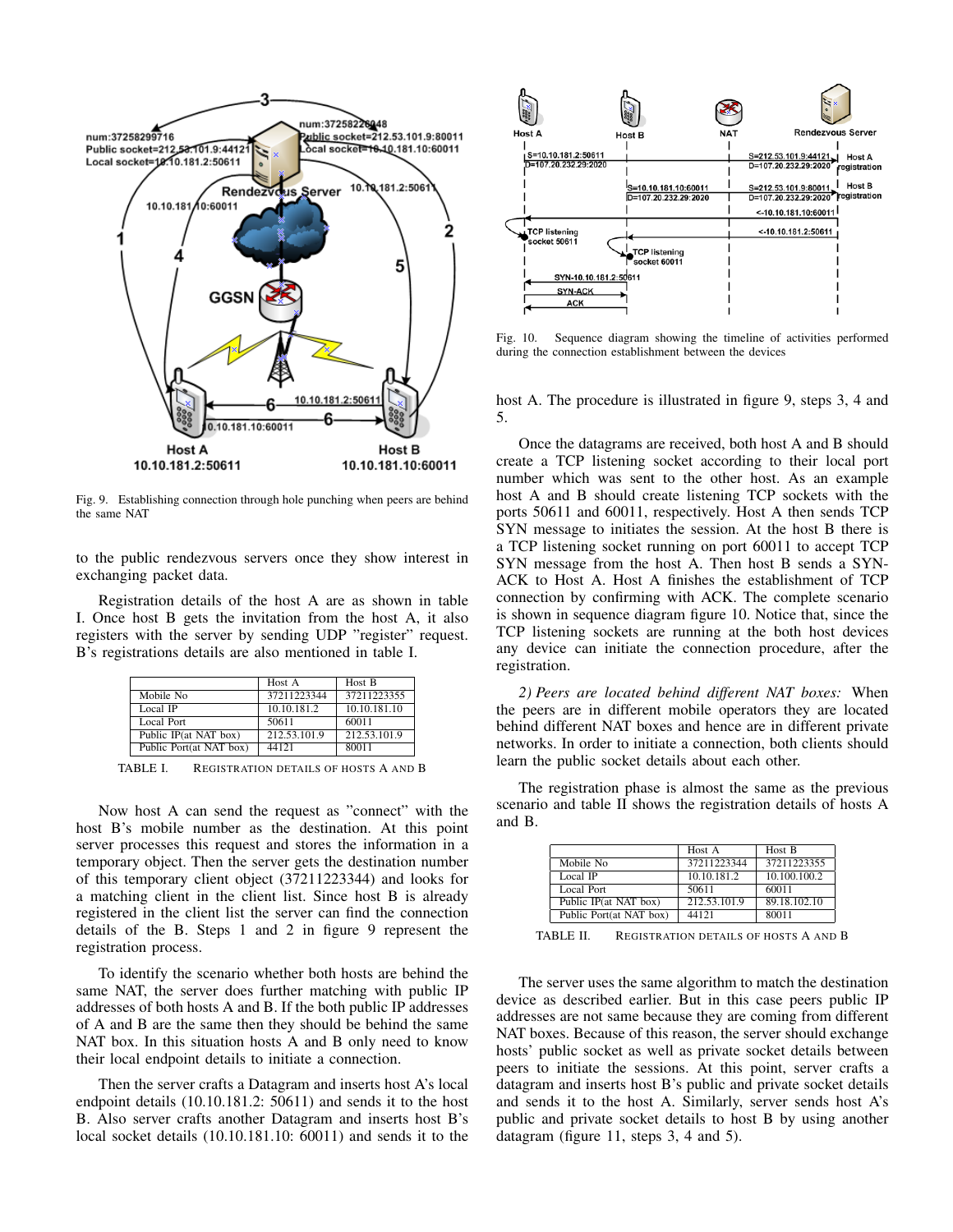Fig. 9. Establishing connection through hole punching when peers are behind the same NAT

to the public rendezvous servers once they show interest in exchanging packet data.

Registration details of the host A are as shown in table I. Once host B gets the invitation from the host A, it also registers with the server by sending UDP "register" request. B's registrations details are also mentioned in table I.

| | Host A | Host B |
|---|---|---|
| Mobile No | 37211223344 | 37211223355 |
| Local IP | 10.10.181.2 | 10.10.181.10 |
| Local Port | 50611 | 60011 |
| Public IP(at NAT box) | 212.53.101.9 | 212.53.101.9 |
| Public Port(at NAT box) | 44121 | 80011 |

TABLE I. REGISTRATION DETAILS OF HOSTS A AND B

Now host A can send the request as "connect" with the host B's mobile number as the destination. At this point server processes this request and stores the information in a temporary object. Then the server gets the destination number of this temporary client object (37211223344) and looks for a matching client in the client list. Since host B is already registered in the client list the server can find the connection details of the B. Steps 1 and 2 in figure 9 represent the registration process.

To identify the scenario whether both hosts are behind the same NAT, the server does further matching with public IP addresses of both hosts A and B. If the both public IP addresses of A and B are the same then they should be behind the same NAT box. In this situation hosts A and B only need to know their local endpoint details to initiate a connection.

Then the server crafts a Datagram and inserts host A's local endpoint details (10.10.181.2: 50611) and sends it to the host B. Also server crafts another Datagram and inserts host B's local socket details (10.10.181.10: 60011) and sends it to the host A. The procedure is illustrated in figure 9, steps 3, 4 and 5.

Fig. 10. Sequence diagram showing the timeline of activities performed during the connection establishment between the devices

Once the datagrams are received, both host A and B should create a TCP listening socket according to their local port number which was sent to the other host. As an example host A and B should create listening TCP sockets with the ports 50611 and 60011, respectively. Host A then sends TCP SYN message to initiates the session. At the host B there is a TCP listening socket running on port 60011 to accept TCP SYN message from the host A. Then host B sends a SYN-ACK to Host A. Host A finishes the establishment of TCP connection by confirming with ACK. The complete scenario is shown in sequence diagram figure 10. Notice that, since the TCP listening sockets are running at the both host devices any device can initiate the connection procedure, after the registration.

*2) Peers are located behind different NAT boxes:* When the peers are in different mobile operators they are located behind different NAT boxes and hence are in different private networks. In order to initiate a connection, both clients should learn the public socket details about each other.

The registration phase is almost the same as the previous scenario and table II shows the registration details of hosts A and B.

| | Host A | Host B |
|---|---|---|
| Mobile No | 37211223344 | 37211223355 |
| Local IP | 10.10.181.2 | 10.100.100.2 |
| Local Port | 50611 | 60011 |
| Public IP(at NAT box) | 212.53.101.9 | 89.18.102.10 |
| Public Port(at NAT box) | 44121 | 80011 |

TABLE II. REGISTRATION DETAILS OF HOSTS A AND B

The server uses the same algorithm to match the destination device as described earlier. But in this case peers public IP addresses are not same because they are coming from different NAT boxes. Because of this reason, the server should exchange hosts' public socket as well as private socket details between peers to initiate the sessions. At this point, server crafts a datagram and inserts host B's public and private socket details and sends it to the host A. Similarly, server sends host A's public and private socket details to host B by using another datagram (figure 11, steps 3, 4 and 5).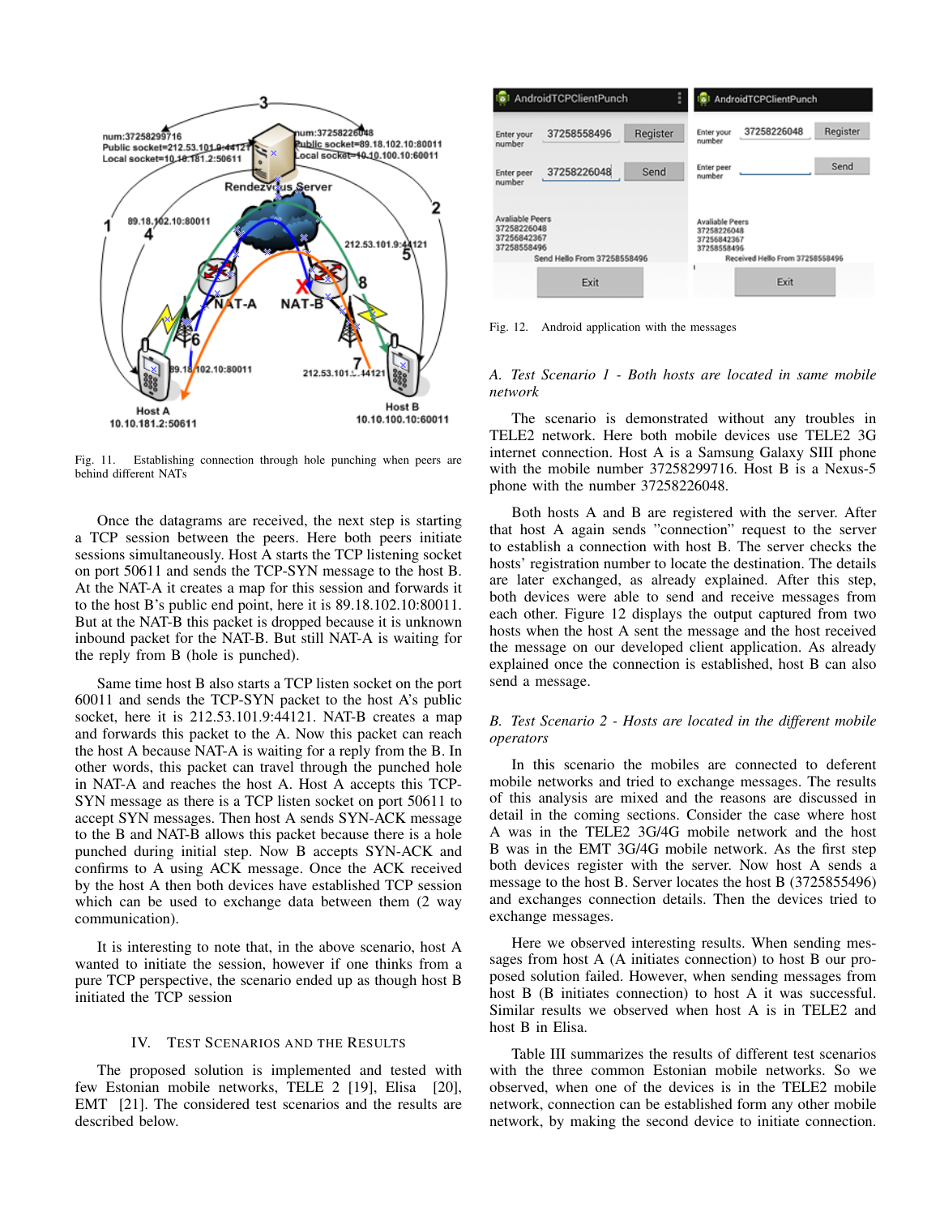Fig. 11. Establishing connection through hole punching when peers are behind different NATs

Once the datagrams are received, the next step is starting a TCP session between the peers. Here both peers initiate sessions simultaneously. Host A starts the TCP listening socket on port 50611 and sends the TCP-SYN message to the host B. At the NAT-A it creates a map for this session and forwards it to the host B's public end point, here it is 89.18.102.10:80011. But at the NAT-B this packet is dropped because it is unknown inbound packet for the NAT-B. But still NAT-A is waiting for the reply from B (hole is punched).

Same time host B also starts a TCP listen socket on the port 60011 and sends the TCP-SYN packet to the host A's public socket, here it is 212.53.101.9:44121. NAT-B creates a map and forwards this packet to the A. Now this packet can reach the host A because NAT-A is waiting for a reply from the B. In other words, this packet can travel through the punched hole in NAT-A and reaches the host A. Host A accepts this TCP-SYN message as there is a TCP listen socket on port 50611 to accept SYN messages. Then host A sends SYN-ACK message to the B and NAT-B allows this packet because there is a hole punched during initial step. Now B accepts SYN-ACK and confirms to A using ACK message. Once the ACK received by the host A then both devices have established TCP session which can be used to exchange data between them (2 way communication).

It is interesting to note that, in the above scenario, host A wanted to initiate the session, however if one thinks from a pure TCP perspective, the scenario ended up as though host B initiated the TCP session

## IV. Test Scenarios and the Results

The proposed solution is implemented and tested with few Estonian mobile networks, TELE 2 [19], Elisa [20], EMT [21]. The considered test scenarios and the results are described below.

Fig. 12. Android application with the messages

### *A. Test Scenario 1 - Both hosts are located in same mobile network*

The scenario is demonstrated without any troubles in TELE2 network. Here both mobile devices use TELE2 3G internet connection. Host A is a Samsung Galaxy SIII phone with the mobile number 37258299716. Host B is a Nexus-5 phone with the number 37258226048.

Both hosts A and B are registered with the server. After that host A again sends "connection" request to the server to establish a connection with host B. The server checks the hosts' registration number to locate the destination. The details are later exchanged, as already explained. After this step, both devices were able to send and receive messages from each other. Figure 12 displays the output captured from two hosts when the host A sent the message and the host received the message on our developed client application. As already explained once the connection is established, host B can also send a message.

### *B. Test Scenario 2 - Hosts are located in the different mobile operators*

In this scenario the mobiles are connected to deferent mobile networks and tried to exchange messages. The results of this analysis are mixed and the reasons are discussed in detail in the coming sections. Consider the case where host A was in the TELE2 3G/4G mobile network and the host B was in the EMT 3G/4G mobile network. As the first step both devices register with the server. Now host A sends a message to the host B. Server locates the host B (3725855496) and exchanges connection details. Then the devices tried to exchange messages.

Here we observed interesting results. When sending messages from host A (A initiates connection) to host B our proposed solution failed. However, when sending messages from host B (B initiates connection) to host A it was successful. Similar results we observed when host A is in TELE2 and host B in Elisa.

Table III summarizes the results of different test scenarios with the three common Estonian mobile networks. So we observed, when one of the devices is in the TELE2 mobile network, connection can be established form any other mobile network, by making the second device to initiate connection.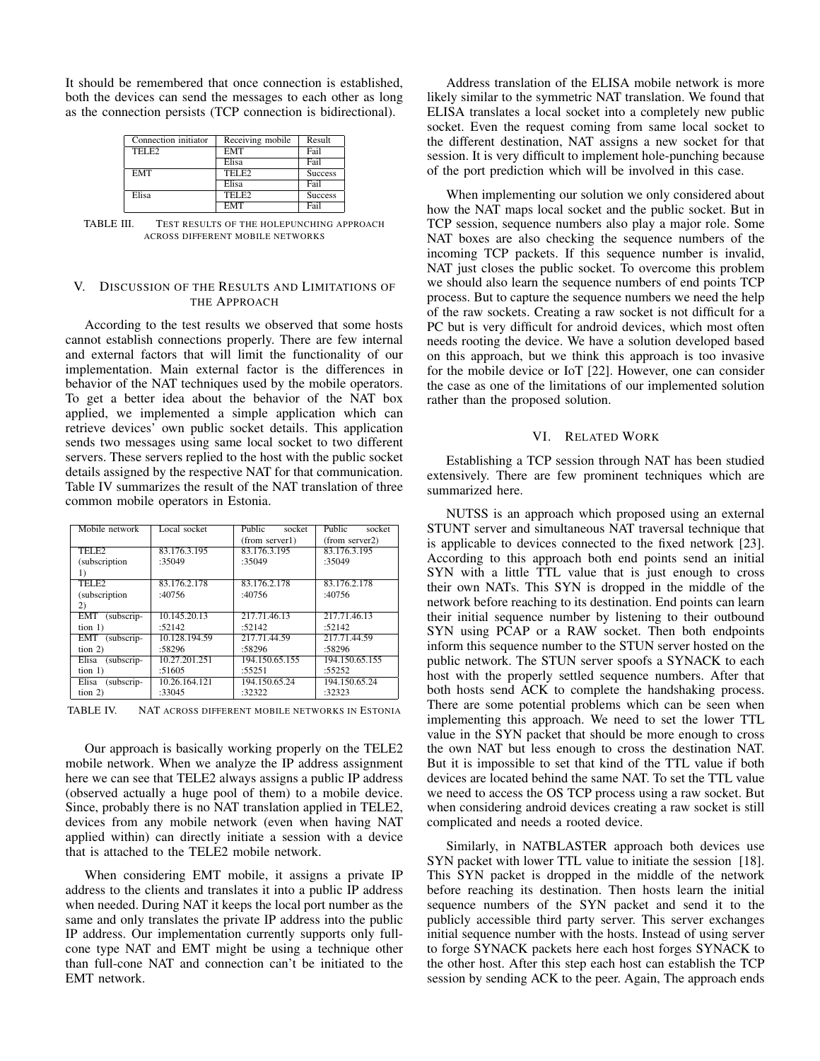It should be remembered that once connection is established, both the devices can send the messages to each other as long as the connection persists (TCP connection is bidirectional).

| Connection initiator | Receiving mobile | Result |
|---|---|---|
| TELE2 | EMT | Fail |
| | Elisa | Fail |
| EMT | TELE2 | Success |
| | Elisa | Fail |
| Elisa | TELE2 | Success |
| | EMT | Fail |

TABLE III. TEST RESULTS OF THE HOLEPUNCHING APPROACH ACROSS DIFFERENT MOBILE NETWORKS

## V. DISCUSSION OF THE RESULTS AND LIMITATIONS OF THE APPROACH

According to the test results we observed that some hosts cannot establish connections properly. There are few internal and external factors that will limit the functionality of our implementation. Main external factor is the differences in behavior of the NAT techniques used by the mobile operators. To get a better idea about the behavior of the NAT box applied, we implemented a simple application which can retrieve devices' own public socket details. This application sends two messages using same local socket to two different servers. These servers replied to the host with the public socket details assigned by the respective NAT for that communication. Table IV summarizes the result of the NAT translation of three common mobile operators in Estonia.

| Mobile network | Local socket | Public socket (from server1) | Public socket (from server2) |
|---|---|---|---|
| TELE2 (subscription 1) | 83.176.3.195 :35049 | 83.176.3.195 :35049 | 83.176.3.195 :35049 |
| TELE2 (subscription 2) | 83.176.2.178 :40756 | 83.176.2.178 :40756 | 83.176.2.178 :40756 |
| EMT (subscription 1) | 10.145.20.13 :52142 | 217.71.46.13 :52142 | 217.71.46.13 :52142 |
| EMT (subscription 2) | 10.128.194.59 :58296 | 217.71.44.59 :58296 | 217.71.44.59 :58296 |
| Elisa (subscription 1) | 10.27.201.251 :51605 | 194.150.65.155 :55251 | 194.150.65.155 :55252 |
| Elisa (subscription 2) | 10.26.164.121 :33045 | 194.150.65.24 :32322 | 194.150.65.24 :32323 |

TABLE IV. NAT ACROSS DIFFERENT MOBILE NETWORKS IN ESTONIA

Our approach is basically working properly on the TELE2 mobile network. When we analyze the IP address assignment here we can see that TELE2 always assigns a public IP address (observed actually a huge pool of them) to a mobile device. Since, probably there is no NAT translation applied in TELE2, devices from any mobile network (even when having NAT applied within) can directly initiate a session with a device that is attached to the TELE2 mobile network.

When considering EMT mobile, it assigns a private IP address to the clients and translates it into a public IP address when needed. During NAT it keeps the local port number as the same and only translates the private IP address into the public IP address. Our implementation currently supports only full-cone type NAT and EMT might be using a technique other than full-cone NAT and connection can't be initiated to the EMT network.

Address translation of the ELISA mobile network is more likely similar to the symmetric NAT translation. We found that ELISA translates a local socket into a completely new public socket. Even the request coming from same local socket to the different destination, NAT assigns a new socket for that session. It is very difficult to implement hole-punching because of the port prediction which will be involved in this case.

When implementing our solution we only considered about how the NAT maps local socket and the public socket. But in TCP session, sequence numbers also play a major role. Some NAT boxes are also checking the sequence numbers of the incoming TCP packets. If this sequence number is invalid, NAT just closes the public socket. To overcome this problem we should also learn the sequence numbers of end points TCP process. But to capture the sequence numbers we need the help of the raw sockets. Creating a raw socket is not difficult for a PC but is very difficult for android devices, which most often needs rooting the device. We have a solution developed based on this approach, but we think this approach is too invasive for the mobile device or IoT [22]. However, one can consider the case as one of the limitations of our implemented solution rather than the proposed solution.

## VI. RELATED WORK

Establishing a TCP session through NAT has been studied extensively. There are few prominent techniques which are summarized here.

NUTSS is an approach which proposed using an external STUNT server and simultaneous NAT traversal technique that is applicable to devices connected to the fixed network [23]. According to this approach both end points send an initial SYN with a little TTL value that is just enough to cross their own NATs. This SYN is dropped in the middle of the network before reaching to its destination. End points can learn their initial sequence number by listening to their outbound SYN using PCAP or a RAW socket. Then both endpoints inform this sequence number to the STUN server hosted on the public network. The STUN server spoofs a SYNACK to each host with the properly settled sequence numbers. After that both hosts send ACK to complete the handshaking process. There are some potential problems which can be seen when implementing this approach. We need to set the lower TTL value in the SYN packet that should be more enough to cross the own NAT but less enough to cross the destination NAT. But it is impossible to set that kind of the TTL value if both devices are located behind the same NAT. To set the TTL value we need to access the OS TCP process using a raw socket. But when considering android devices creating a raw socket is still complicated and needs a rooted device.

Similarly, in NATBLASTER approach both devices use SYN packet with lower TTL value to initiate the session [18]. This SYN packet is dropped in the middle of the network before reaching its destination. Then hosts learn the initial sequence numbers of the SYN packet and send it to the publicly accessible third party server. This server exchanges initial sequence number with the hosts. Instead of using server to forge SYNACK packets here each host forges SYNACK to the other host. After this step each host can establish the TCP session by sending ACK to the peer. Again, The approach ends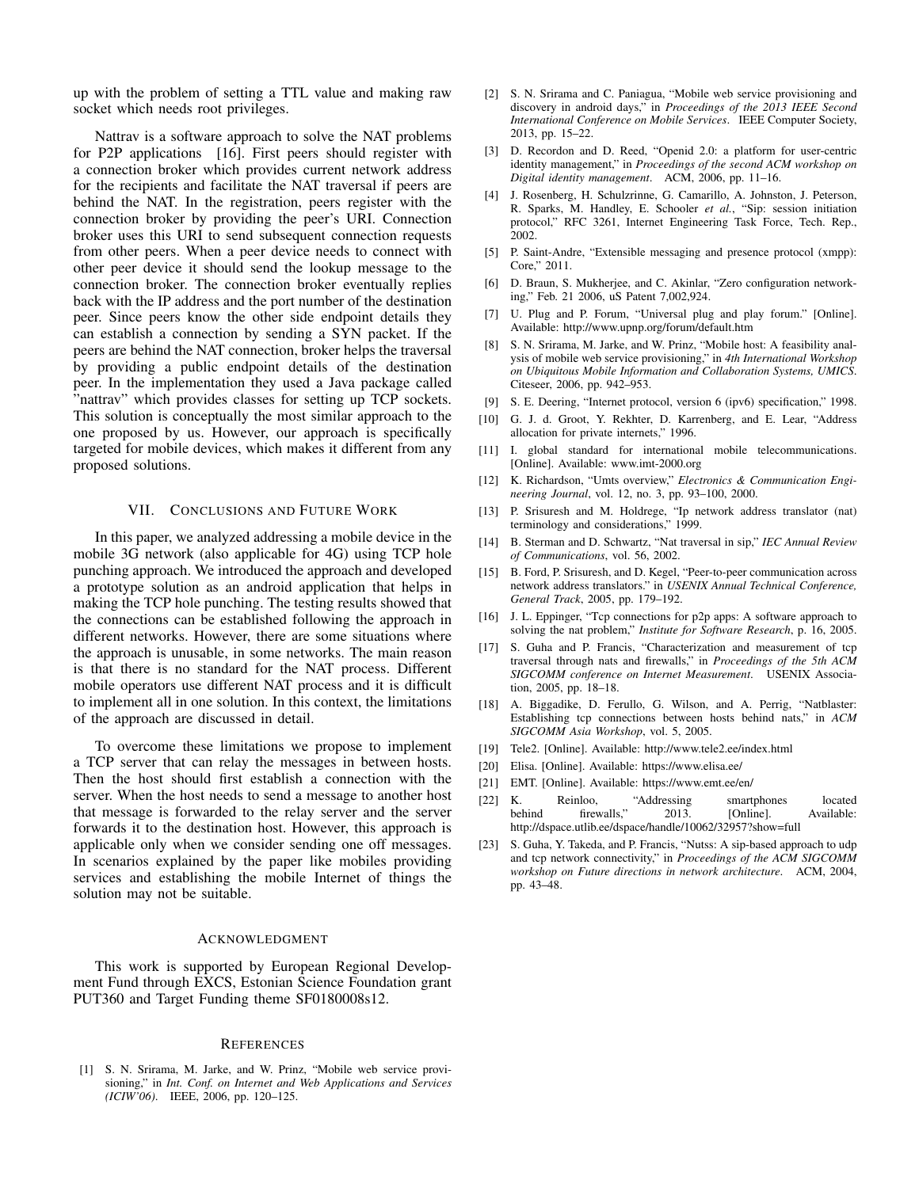up with the problem of setting a TTL value and making raw socket which needs root privileges.

Nattrav is a software approach to solve the NAT problems for P2P applications [16]. First peers should register with a connection broker which provides current network address for the recipients and facilitate the NAT traversal if peers are behind the NAT. In the registration, peers register with the connection broker by providing the peer's URI. Connection broker uses this URI to send subsequent connection requests from other peers. When a peer device needs to connect with other peer device it should send the lookup message to the connection broker. The connection broker eventually replies back with the IP address and the port number of the destination peer. Since peers know the other side endpoint details they can establish a connection by sending a SYN packet. If the peers are behind the NAT connection, broker helps the traversal by providing a public endpoint details of the destination peer. In the implementation they used a Java package called "nattrav" which provides classes for setting up TCP sockets. This solution is conceptually the most similar approach to the one proposed by us. However, our approach is specifically targeted for mobile devices, which makes it different from any proposed solutions.

## VII. Conclusions and Future Work

In this paper, we analyzed addressing a mobile device in the mobile 3G network (also applicable for 4G) using TCP hole punching approach. We introduced the approach and developed a prototype solution as an android application that helps in making the TCP hole punching. The testing results showed that the connections can be established following the approach in different networks. However, there are some situations where the approach is unusable, in some networks. The main reason is that there is no standard for the NAT process. Different mobile operators use different NAT process and it is difficult to implement all in one solution. In this context, the limitations of the approach are discussed in detail.

To overcome these limitations we propose to implement a TCP server that can relay the messages in between hosts. Then the host should first establish a connection with the server. When the host needs to send a message to another host that message is forwarded to the relay server and the server forwards it to the destination host. However, this approach is applicable only when we consider sending one off messages. In scenarios explained by the paper like mobiles providing services and establishing the mobile Internet of things the solution may not be suitable.

## Acknowledgment

This work is supported by European Regional Development Fund through EXCS, Estonian Science Foundation grant PUT360 and Target Funding theme SF0180008s12.

## References

[1] S. N. Srirama, M. Jarke, and W. Prinz, "Mobile web service provisioning," in *Int. Conf. on Internet and Web Applications and Services (ICIW'06)*. IEEE, 2006, pp. 120–125.

[2] S. N. Srirama and C. Paniagua, "Mobile web service provisioning and discovery in android days," in *Proceedings of the 2013 IEEE Second International Conference on Mobile Services*. IEEE Computer Society, 2013, pp. 15–22.

[3] D. Recordon and D. Reed, "Openid 2.0: a platform for user-centric identity management," in *Proceedings of the second ACM workshop on Digital identity management*. ACM, 2006, pp. 11–16.

[4] J. Rosenberg, H. Schulzrinne, G. Camarillo, A. Johnston, J. Peterson, R. Sparks, M. Handley, E. Schooler *et al.*, "Sip: session initiation protocol," RFC 3261, Internet Engineering Task Force, Tech. Rep., 2002.

[5] P. Saint-Andre, "Extensible messaging and presence protocol (xmpp): Core," 2011.

[6] D. Braun, S. Mukherjee, and C. Akinlar, "Zero configuration networking," Feb. 21 2006, uS Patent 7,002,924.

[7] U. Plug and P. Forum, "Universal plug and play forum." [Online]. Available: http://www.upnp.org/forum/default.htm

[8] S. N. Srirama, M. Jarke, and W. Prinz, "Mobile host: A feasibility analysis of mobile web service provisioning," in *4th International Workshop on Ubiquitous Mobile Information and Collaboration Systems, UMICS*. Citeseer, 2006, pp. 942–953.

[9] S. E. Deering, "Internet protocol, version 6 (ipv6) specification," 1998.

[10] G. J. d. Groot, Y. Rekhter, D. Karrenberg, and E. Lear, "Address allocation for private internets," 1996.

[11] I. global standard for international mobile telecommunications. [Online]. Available: www.imt-2000.org

[12] K. Richardson, "Umts overview," *Electronics & Communication Engineering Journal*, vol. 12, no. 3, pp. 93–100, 2000.

[13] P. Srisuresh and M. Holdrege, "Ip network address translator (nat) terminology and considerations," 1999.

[14] B. Sterman and D. Schwartz, "Nat traversal in sip," *IEC Annual Review of Communications*, vol. 56, 2002.

[15] B. Ford, P. Srisuresh, and D. Kegel, "Peer-to-peer communication across network address translators." in *USENIX Annual Technical Conference, General Track*, 2005, pp. 179–192.

[16] J. L. Eppinger, "Tcp connections for p2p apps: A software approach to solving the nat problem," *Institute for Software Research*, p. 16, 2005.

[17] S. Guha and P. Francis, "Characterization and measurement of tcp traversal through nats and firewalls," in *Proceedings of the 5th ACM SIGCOMM conference on Internet Measurement*. USENIX Association, 2005, pp. 18–18.

[18] A. Biggadike, D. Ferullo, G. Wilson, and A. Perrig, "Natblaster: Establishing tcp connections between hosts behind nats," in *ACM SIGCOMM Asia Workshop*, vol. 5, 2005.

[19] Tele2. [Online]. Available: http://www.tele2.ee/index.html

[20] Elisa. [Online]. Available: https://www.elisa.ee/

[21] EMT. [Online]. Available: https://www.emt.ee/en/

[22] K. Reinloo, "Addressing smartphones located behind firewalls," 2013. [Online]. Available: http://dspace.utlib.ee/dspace/handle/10062/32957?show=full

[23] S. Guha, Y. Takeda, and P. Francis, "Nutss: A sip-based approach to udp and tcp network connectivity," in *Proceedings of the ACM SIGCOMM workshop on Future directions in network architecture*. ACM, 2004, pp. 43–48.